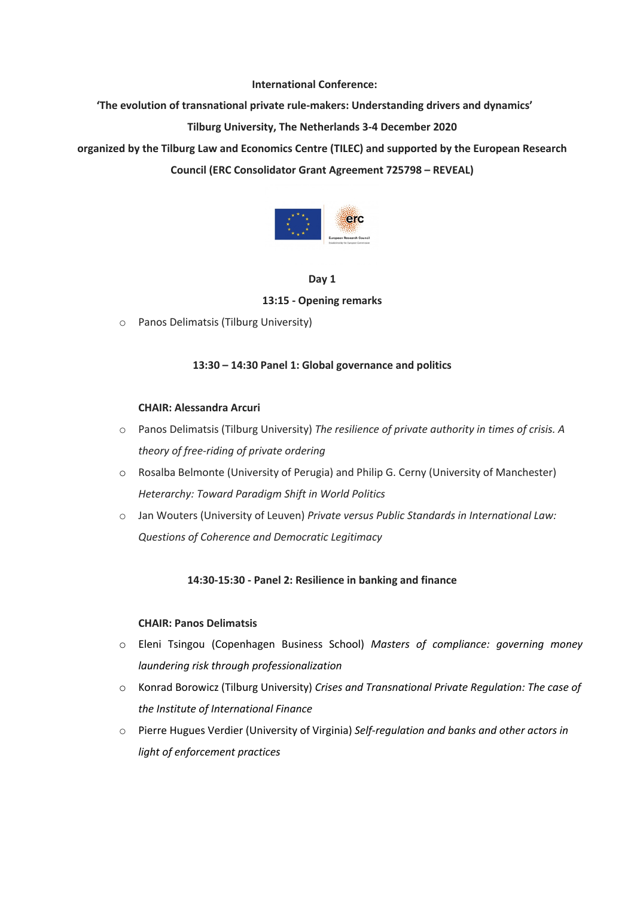**International Conference:**

**'The evolution of transnational private rule-makers: Understanding drivers and dynamics'**

**Tilburg University, The Netherlands 3-4 December 2020**

**organized by the Tilburg Law and Economics Centre (TILEC) and supported by the European Research Council (ERC Consolidator Grant Agreement 725798 – REVEAL)**

## Day 1

### 13:15 - Opening remarks

- Panos Delimatsis (Tilburg University)

### 13:30 – 14:30 Panel 1: Global governance and politics

**CHAIR: Alessandra Arcuri**

- Panos Delimatsis (Tilburg University) *The resilience of private authority in times of crisis. A theory of free-riding of private ordering*
- Rosalba Belmonte (University of Perugia) and Philip G. Cerny (University of Manchester) *Heterarchy: Toward Paradigm Shift in World Politics*
- Jan Wouters (University of Leuven) *Private versus Public Standards in International Law: Questions of Coherence and Democratic Legitimacy*

### 14:30-15:30 - Panel 2: Resilience in banking and finance

**CHAIR: Panos Delimatsis**

- Eleni Tsingou (Copenhagen Business School) *Masters of compliance: governing money laundering risk through professionalization*
- Konrad Borowicz (Tilburg University) *Crises and Transnational Private Regulation: The case of the Institute of International Finance*
- Pierre Hugues Verdier (University of Virginia) *Self-regulation and banks and other actors in light of enforcement practices*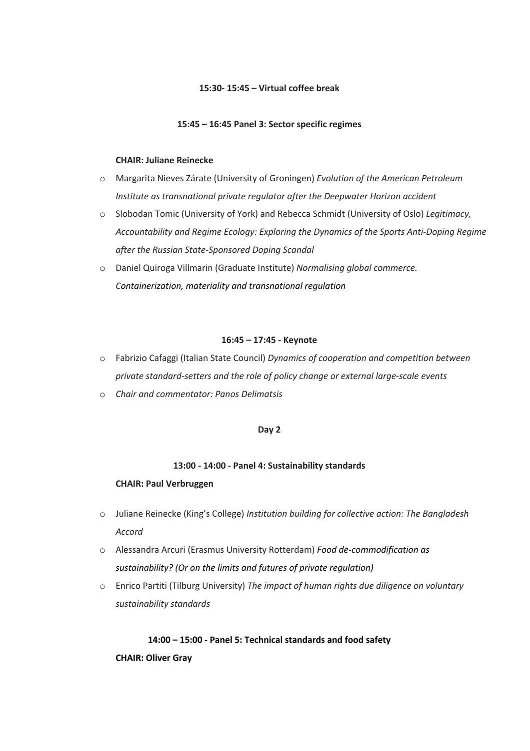**15:30- 15:45 – Virtual coffee break**

**15:45 – 16:45 Panel 3: Sector specific regimes**

**CHAIR: Juliane Reinecke**

- Margarita Nieves Zárate (University of Groningen) *Evolution of the American Petroleum Institute as transnational private regulator after the Deepwater Horizon accident*
- Slobodan Tomic (University of York) and Rebecca Schmidt (University of Oslo) *Legitimacy, Accountability and Regime Ecology: Exploring the Dynamics of the Sports Anti-Doping Regime after the Russian State-Sponsored Doping Scandal*
- Daniel Quiroga Villmarin (Graduate Institute) *Normalising global commerce. Containerization, materiality and transnational regulation*

**16:45 – 17:45 - Keynote**

- Fabrizio Cafaggi (Italian State Council) *Dynamics of cooperation and competition between private standard-setters and the role of policy change or external large-scale events*
- *Chair and commentator: Panos Delimatsis*

**Day 2**

**13:00 - 14:00 - Panel 4: Sustainability standards**

**CHAIR: Paul Verbruggen**

- Juliane Reinecke (King's College) *Institution building for collective action: The Bangladesh Accord*
- Alessandra Arcuri (Erasmus University Rotterdam) *Food de-commodification as sustainability? (Or on the limits and futures of private regulation)*
- Enrico Partiti (Tilburg University) *The impact of human rights due diligence on voluntary sustainability standards*

**14:00 – 15:00 - Panel 5: Technical standards and food safety**

**CHAIR: Oliver Gray**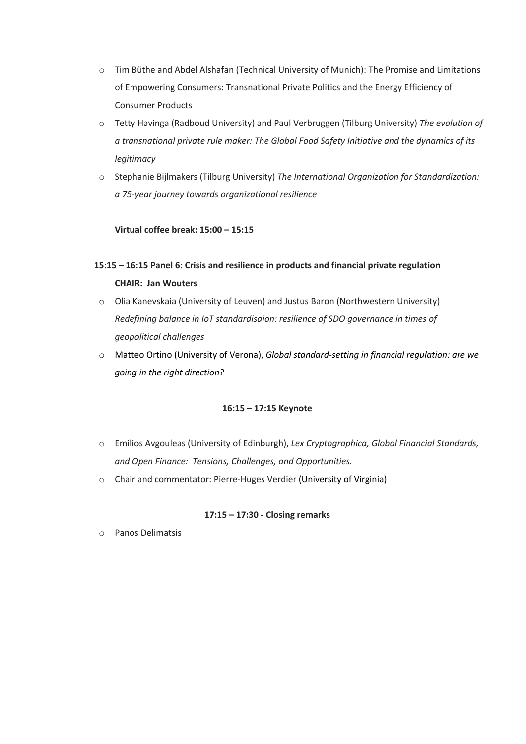- Tim Büthe and Abdel Alshafan (Technical University of Munich): The Promise and Limitations of Empowering Consumers: Transnational Private Politics and the Energy Efficiency of Consumer Products
- Tetty Havinga (Radboud University) and Paul Verbruggen (Tilburg University) *The evolution of a transnational private rule maker: The Global Food Safety Initiative and the dynamics of its legitimacy*
- Stephanie Bijlmakers (Tilburg University) *The International Organization for Standardization: a 75-year journey towards organizational resilience*

**Virtual coffee break: 15:00 – 15:15**

**15:15 – 16:15 Panel 6: Crisis and resilience in products and financial private regulation**

**CHAIR: Jan Wouters**

- Olia Kanevskaia (University of Leuven) and Justus Baron (Northwestern University) *Redefining balance in IoT standardisaion: resilience of SDO governance in times of geopolitical challenges*
- Matteo Ortino (University of Verona), *Global standard-setting in financial regulation: are we going in the right direction?*

**16:15 – 17:15 Keynote**

- Emilios Avgouleas (University of Edinburgh), *Lex Cryptographica, Global Financial Standards, and Open Finance: Tensions, Challenges, and Opportunities.*
- Chair and commentator: Pierre-Huges Verdier (University of Virginia)

**17:15 – 17:30 - Closing remarks**

- Panos Delimatsis